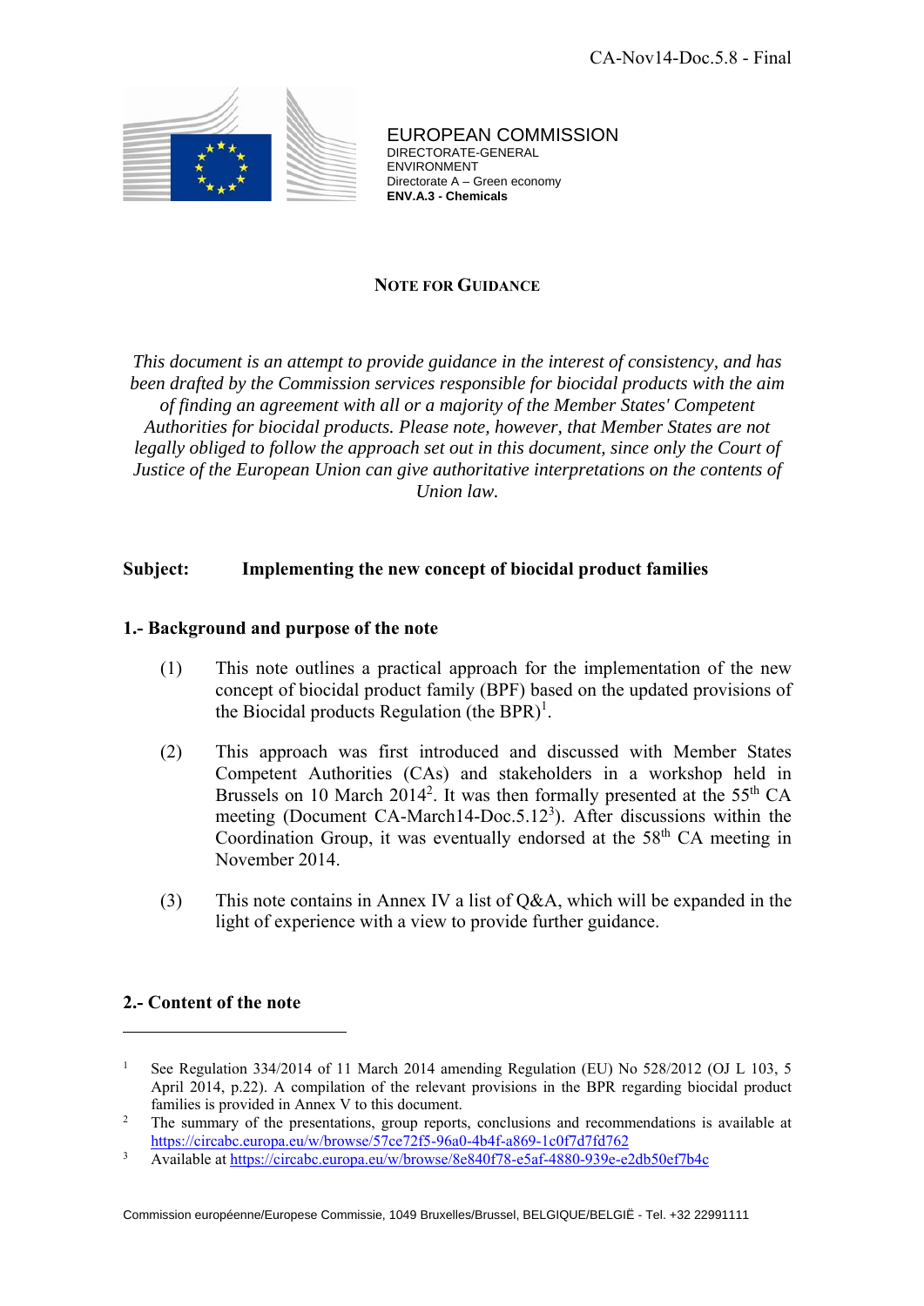CA-Nov14-Doc.5.8 - Final

EUROPEAN COMMISSION
DIRECTORATE-GENERAL
ENVIRONMENT
Directorate A – Green economy
**ENV.A.3 - Chemicals**

**NOTE FOR GUIDANCE**

*This document is an attempt to provide guidance in the interest of consistency, and has been drafted by the Commission services responsible for biocidal products with the aim of finding an agreement with all or a majority of the Member States' Competent Authorities for biocidal products. Please note, however, that Member States are not legally obliged to follow the approach set out in this document, since only the Court of Justice of the European Union can give authoritative interpretations on the contents of Union law.*

**Subject: Implementing the new concept of biocidal product families**

## 1.- Background and purpose of the note

(1) This note outlines a practical approach for the implementation of the new concept of biocidal product family (BPF) based on the updated provisions of the Biocidal products Regulation (the BPR)[1].

(2) This approach was first introduced and discussed with Member States Competent Authorities (CAs) and stakeholders in a workshop held in Brussels on 10 March 2014[2]. It was then formally presented at the 55th CA meeting (Document CA-March14-Doc.5.12[3]). After discussions within the Coordination Group, it was eventually endorsed at the 58th CA meeting in November 2014.

(3) This note contains in Annex IV a list of Q&A, which will be expanded in the light of experience with a view to provide further guidance.

## 2.- Content of the note

---

[1] See Regulation 334/2014 of 11 March 2014 amending Regulation (EU) No 528/2012 (OJ L 103, 5 April 2014, p.22). A compilation of the relevant provisions in the BPR regarding biocidal product families is provided in Annex V to this document.

[2] The summary of the presentations, group reports, conclusions and recommendations is available at https://circabc.europa.eu/w/browse/57ce72f5-96a0-4b4f-a869-1c0f7d7fd762

[3] Available at https://circabc.europa.eu/w/browse/8e840f78-e5af-4880-939e-e2db50ef7b4c

Commission européenne/Europese Commissie, 1049 Bruxelles/Brussel, BELGIQUE/BELGIË - Tel. +32 22991111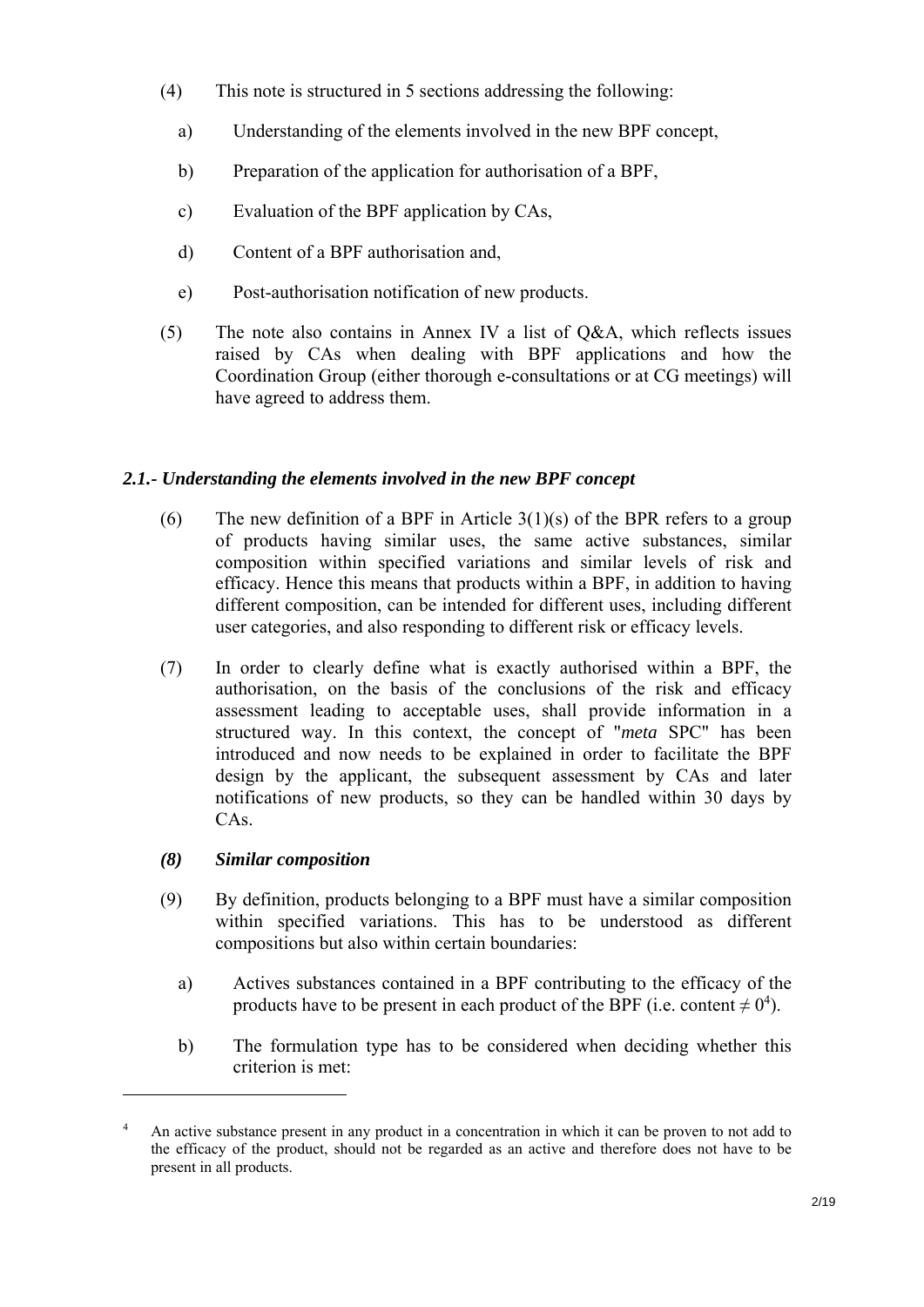(4) This note is structured in 5 sections addressing the following:

a) Understanding of the elements involved in the new BPF concept,

b) Preparation of the application for authorisation of a BPF,

c) Evaluation of the BPF application by CAs,

d) Content of a BPF authorisation and,

e) Post-authorisation notification of new products.

(5) The note also contains in Annex IV a list of Q&A, which reflects issues raised by CAs when dealing with BPF applications and how the Coordination Group (either thorough e-consultations or at CG meetings) will have agreed to address them.

### *2.1.- Understanding the elements involved in the new BPF concept*

(6) The new definition of a BPF in Article 3(1)(s) of the BPR refers to a group of products having similar uses, the same active substances, similar composition within specified variations and similar levels of risk and efficacy. Hence this means that products within a BPF, in addition to having different composition, can be intended for different uses, including different user categories, and also responding to different risk or efficacy levels.

(7) In order to clearly define what is exactly authorised within a BPF, the authorisation, on the basis of the conclusions of the risk and efficacy assessment leading to acceptable uses, shall provide information in a structured way. In this context, the concept of "*meta* SPC" has been introduced and now needs to be explained in order to facilitate the BPF design by the applicant, the subsequent assessment by CAs and later notifications of new products, so they can be handled within 30 days by CAs.

***(8) Similar composition***

(9) By definition, products belonging to a BPF must have a similar composition within specified variations. This has to be understood as different compositions but also within certain boundaries:

a) Actives substances contained in a BPF contributing to the efficacy of the products have to be present in each product of the BPF (i.e. content $\neq 0$[4]).

b) The formulation type has to be considered when deciding whether this criterion is met:

---

[4] An active substance present in any product in a concentration in which it can be proven to not add to the efficacy of the product, should not be regarded as an active and therefore does not have to be present in all products.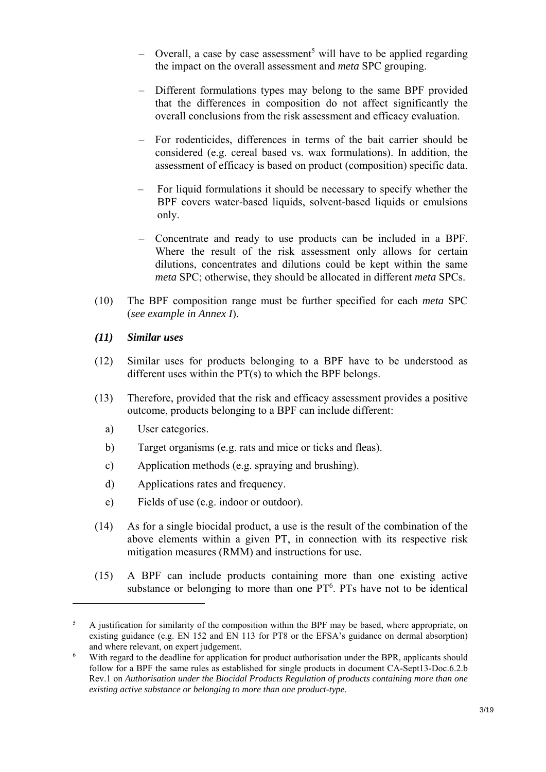– Overall, a case by case assessment[5] will have to be applied regarding the impact on the overall assessment and *meta* SPC grouping.

– Different formulations types may belong to the same BPF provided that the differences in composition do not affect significantly the overall conclusions from the risk assessment and efficacy evaluation.

– For rodenticides, differences in terms of the bait carrier should be considered (e.g. cereal based vs. wax formulations). In addition, the assessment of efficacy is based on product (composition) specific data.

– For liquid formulations it should be necessary to specify whether the BPF covers water-based liquids, solvent-based liquids or emulsions only.

– Concentrate and ready to use products can be included in a BPF. Where the result of the risk assessment only allows for certain dilutions, concentrates and dilutions could be kept within the same *meta* SPC; otherwise, they should be allocated in different *meta* SPCs.

(10) The BPF composition range must be further specified for each *meta* SPC (*see example in Annex I*).

***(11) Similar uses***

(12) Similar uses for products belonging to a BPF have to be understood as different uses within the PT(s) to which the BPF belongs.

(13) Therefore, provided that the risk and efficacy assessment provides a positive outcome, products belonging to a BPF can include different:

a) User categories.

b) Target organisms (e.g. rats and mice or ticks and fleas).

c) Application methods (e.g. spraying and brushing).

d) Applications rates and frequency.

e) Fields of use (e.g. indoor or outdoor).

(14) As for a single biocidal product, a use is the result of the combination of the above elements within a given PT, in connection with its respective risk mitigation measures (RMM) and instructions for use.

(15) A BPF can include products containing more than one existing active substance or belonging to more than one PT[6]. PTs have not to be identical

---

[5] A justification for similarity of the composition within the BPF may be based, where appropriate, on existing guidance (e.g. EN 152 and EN 113 for PT8 or the EFSA's guidance on dermal absorption) and where relevant, on expert judgement.

[6] With regard to the deadline for application for product authorisation under the BPR, applicants should follow for a BPF the same rules as established for single products in document CA-Sept13-Doc.6.2.b Rev.1 on *Authorisation under the Biocidal Products Regulation of products containing more than one existing active substance or belonging to more than one product-type*.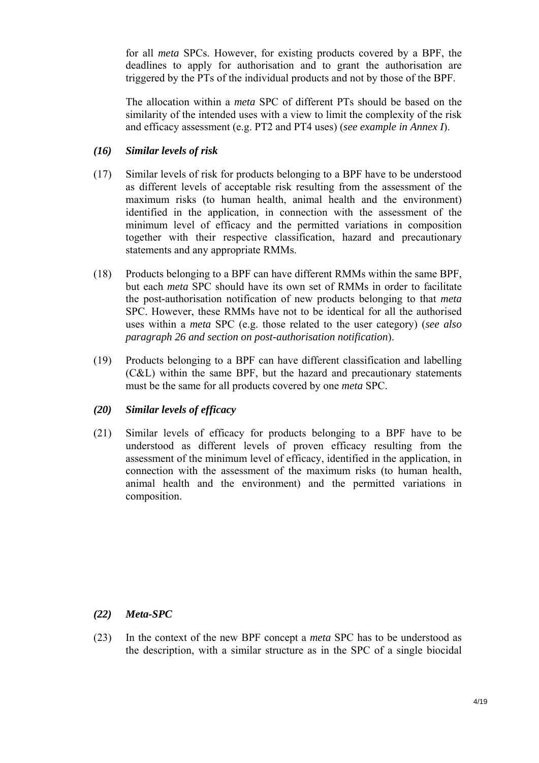for all *meta* SPCs. However, for existing products covered by a BPF, the deadlines to apply for authorisation and to grant the authorisation are triggered by the PTs of the individual products and not by those of the BPF.

The allocation within a *meta* SPC of different PTs should be based on the similarity of the intended uses with a view to limit the complexity of the risk and efficacy assessment (e.g. PT2 and PT4 uses) (*see example in Annex I*).

### *(16) Similar levels of risk*

(17) Similar levels of risk for products belonging to a BPF have to be understood as different levels of acceptable risk resulting from the assessment of the maximum risks (to human health, animal health and the environment) identified in the application, in connection with the assessment of the minimum level of efficacy and the permitted variations in composition together with their respective classification, hazard and precautionary statements and any appropriate RMMs.

(18) Products belonging to a BPF can have different RMMs within the same BPF, but each *meta* SPC should have its own set of RMMs in order to facilitate the post-authorisation notification of new products belonging to that *meta* SPC. However, these RMMs have not to be identical for all the authorised uses within a *meta* SPC (e.g. those related to the user category) (*see also paragraph 26 and section on post-authorisation notification*).

(19) Products belonging to a BPF can have different classification and labelling (C&L) within the same BPF, but the hazard and precautionary statements must be the same for all products covered by one *meta* SPC.

### *(20) Similar levels of efficacy*

(21) Similar levels of efficacy for products belonging to a BPF have to be understood as different levels of proven efficacy resulting from the assessment of the minimum level of efficacy, identified in the application, in connection with the assessment of the maximum risks (to human health, animal health and the environment) and the permitted variations in composition.

### *(22) Meta-SPC*

(23) In the context of the new BPF concept a *meta* SPC has to be understood as the description, with a similar structure as in the SPC of a single biocidal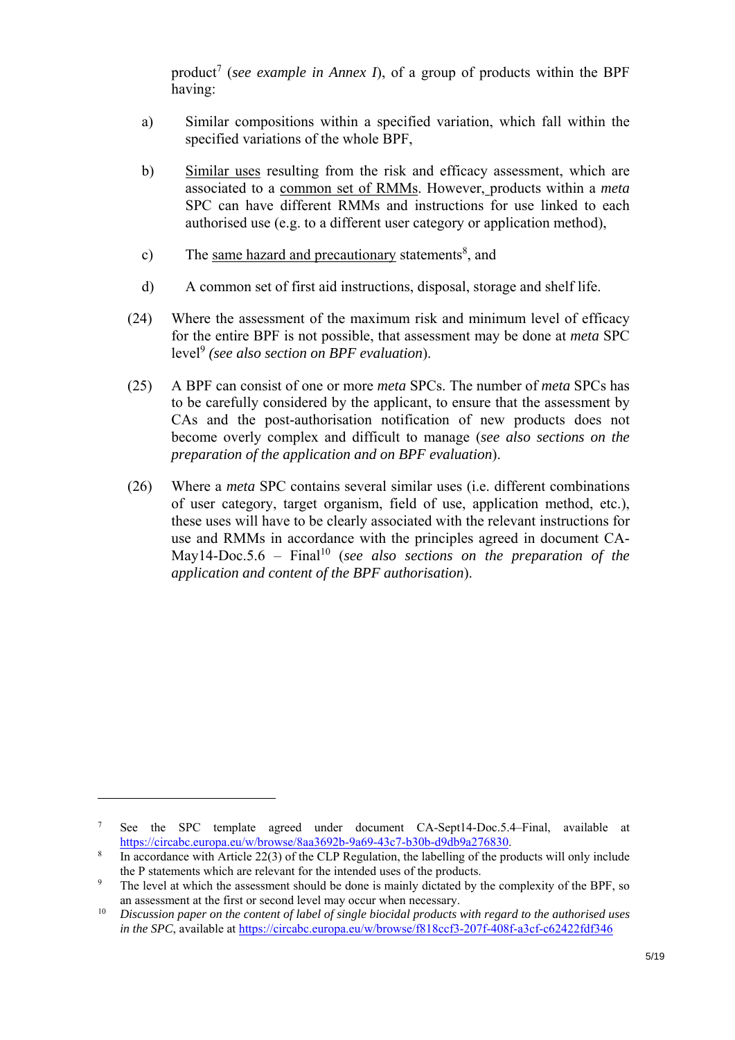product[7] (*see example in Annex I*), of a group of products within the BPF having:

a) Similar compositions within a specified variation, which fall within the specified variations of the whole BPF,

b) Similar uses resulting from the risk and efficacy assessment, which are associated to a common set of RMMs. However, products within a *meta* SPC can have different RMMs and instructions for use linked to each authorised use (e.g. to a different user category or application method),

c) The same hazard and precautionary statements[8], and

d) A common set of first aid instructions, disposal, storage and shelf life.

(24) Where the assessment of the maximum risk and minimum level of efficacy for the entire BPF is not possible, that assessment may be done at *meta* SPC level[9] *(see also section on BPF evaluation*).

(25) A BPF can consist of one or more *meta* SPCs. The number of *meta* SPCs has to be carefully considered by the applicant, to ensure that the assessment by CAs and the post-authorisation notification of new products does not become overly complex and difficult to manage (*see also sections on the preparation of the application and on BPF evaluation*).

(26) Where a *meta* SPC contains several similar uses (i.e. different combinations of user category, target organism, field of use, application method, etc.), these uses will have to be clearly associated with the relevant instructions for use and RMMs in accordance with the principles agreed in document CA-May14-Doc.5.6 – Final[10] (*see also sections on the preparation of the application and content of the BPF authorisation*).

---

[7] See the SPC template agreed under document CA-Sept14-Doc.5.4–Final, available at https://circabc.europa.eu/w/browse/8aa3692b-9a69-43c7-b30b-d9db9a276830.

[8] In accordance with Article 22(3) of the CLP Regulation, the labelling of the products will only include the P statements which are relevant for the intended uses of the products.

[9] The level at which the assessment should be done is mainly dictated by the complexity of the BPF, so an assessment at the first or second level may occur when necessary.

[10] *Discussion paper on the content of label of single biocidal products with regard to the authorised uses in the SPC*, available at https://circabc.europa.eu/w/browse/f818ccf3-207f-408f-a3cf-c62422fdf346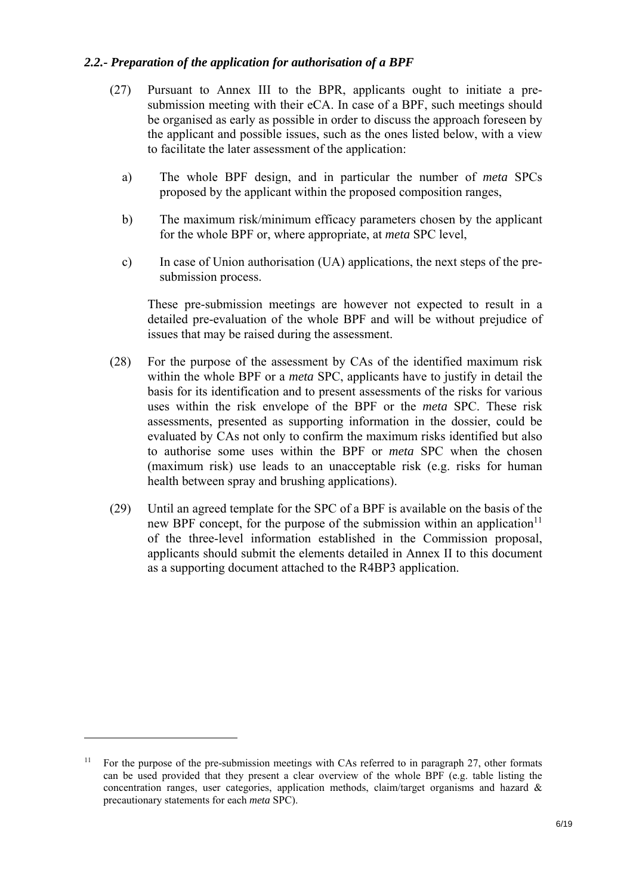### *2.2.- Preparation of the application for authorisation of a BPF*

(27) Pursuant to Annex III to the BPR, applicants ought to initiate a pre-submission meeting with their eCA. In case of a BPF, such meetings should be organised as early as possible in order to discuss the approach foreseen by the applicant and possible issues, such as the ones listed below, with a view to facilitate the later assessment of the application:

a) The whole BPF design, and in particular the number of *meta* SPCs proposed by the applicant within the proposed composition ranges,

b) The maximum risk/minimum efficacy parameters chosen by the applicant for the whole BPF or, where appropriate, at *meta* SPC level,

c) In case of Union authorisation (UA) applications, the next steps of the pre-submission process.

These pre-submission meetings are however not expected to result in a detailed pre-evaluation of the whole BPF and will be without prejudice of issues that may be raised during the assessment.

(28) For the purpose of the assessment by CAs of the identified maximum risk within the whole BPF or a *meta* SPC, applicants have to justify in detail the basis for its identification and to present assessments of the risks for various uses within the risk envelope of the BPF or the *meta* SPC. These risk assessments, presented as supporting information in the dossier, could be evaluated by CAs not only to confirm the maximum risks identified but also to authorise some uses within the BPF or *meta* SPC when the chosen (maximum risk) use leads to an unacceptable risk (e.g. risks for human health between spray and brushing applications).

(29) Until an agreed template for the SPC of a BPF is available on the basis of the new BPF concept, for the purpose of the submission within an application[11] of the three-level information established in the Commission proposal, applicants should submit the elements detailed in Annex II to this document as a supporting document attached to the R4BP3 application.

---

[11] For the purpose of the pre-submission meetings with CAs referred to in paragraph 27, other formats can be used provided that they present a clear overview of the whole BPF (e.g. table listing the concentration ranges, user categories, application methods, claim/target organisms and hazard & precautionary statements for each *meta* SPC).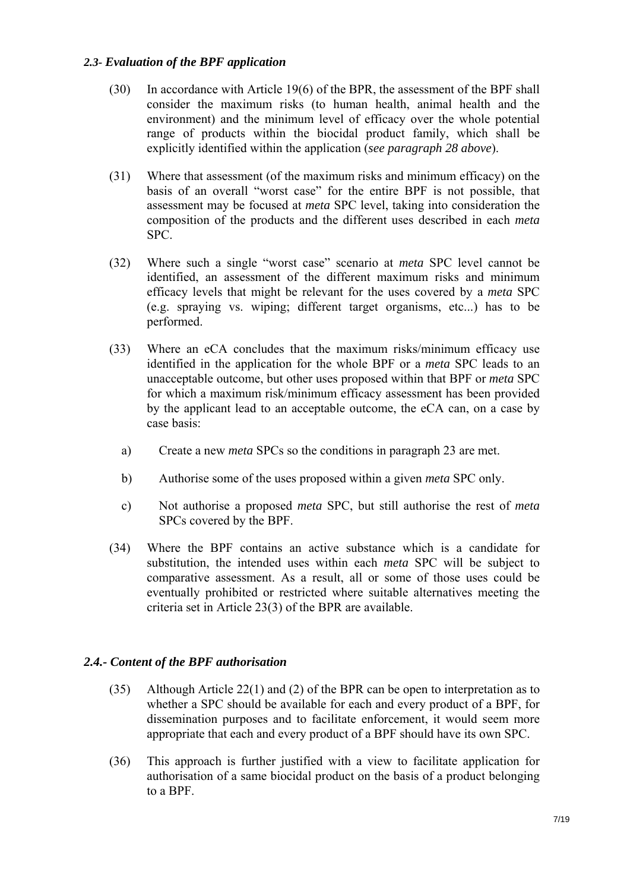### *2.3- Evaluation of the BPF application*

(30) In accordance with Article 19(6) of the BPR, the assessment of the BPF shall consider the maximum risks (to human health, animal health and the environment) and the minimum level of efficacy over the whole potential range of products within the biocidal product family, which shall be explicitly identified within the application (*see paragraph 28 above*).

(31) Where that assessment (of the maximum risks and minimum efficacy) on the basis of an overall "worst case" for the entire BPF is not possible, that assessment may be focused at *meta* SPC level, taking into consideration the composition of the products and the different uses described in each *meta* SPC.

(32) Where such a single "worst case" scenario at *meta* SPC level cannot be identified, an assessment of the different maximum risks and minimum efficacy levels that might be relevant for the uses covered by a *meta* SPC (e.g. spraying vs. wiping; different target organisms, etc...) has to be performed.

(33) Where an eCA concludes that the maximum risks/minimum efficacy use identified in the application for the whole BPF or a *meta* SPC leads to an unacceptable outcome, but other uses proposed within that BPF or *meta* SPC for which a maximum risk/minimum efficacy assessment has been provided by the applicant lead to an acceptable outcome, the eCA can, on a case by case basis:

a) Create a new *meta* SPCs so the conditions in paragraph 23 are met.

b) Authorise some of the uses proposed within a given *meta* SPC only.

c) Not authorise a proposed *meta* SPC, but still authorise the rest of *meta* SPCs covered by the BPF.

(34) Where the BPF contains an active substance which is a candidate for substitution, the intended uses within each *meta* SPC will be subject to comparative assessment. As a result, all or some of those uses could be eventually prohibited or restricted where suitable alternatives meeting the criteria set in Article 23(3) of the BPR are available.

### *2.4.- Content of the BPF authorisation*

(35) Although Article 22(1) and (2) of the BPR can be open to interpretation as to whether a SPC should be available for each and every product of a BPF, for dissemination purposes and to facilitate enforcement, it would seem more appropriate that each and every product of a BPF should have its own SPC.

(36) This approach is further justified with a view to facilitate application for authorisation of a same biocidal product on the basis of a product belonging to a BPF.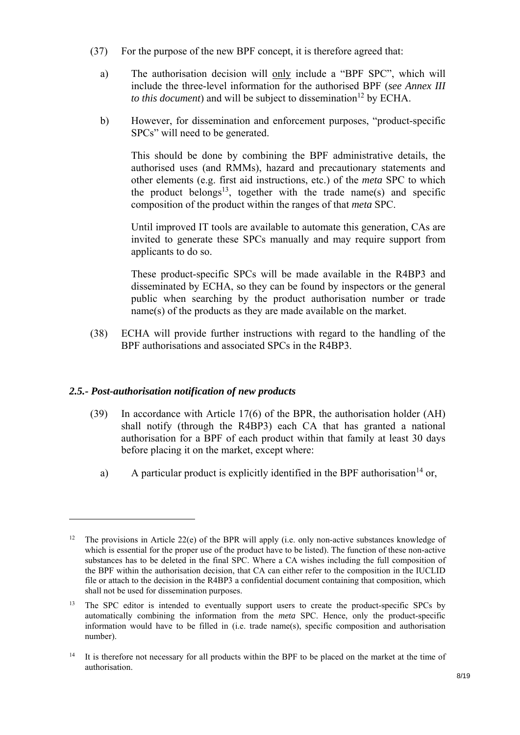(37) For the purpose of the new BPF concept, it is therefore agreed that:

a) The authorisation decision will only include a "BPF SPC", which will include the three-level information for the authorised BPF (*see Annex III to this document*) and will be subject to dissemination[12] by ECHA.

b) However, for dissemination and enforcement purposes, "product-specific SPCs" will need to be generated.

This should be done by combining the BPF administrative details, the authorised uses (and RMMs), hazard and precautionary statements and other elements (e.g. first aid instructions, etc.) of the *meta* SPC to which the product belongs[13], together with the trade name(s) and specific composition of the product within the ranges of that *meta* SPC.

Until improved IT tools are available to automate this generation, CAs are invited to generate these SPCs manually and may require support from applicants to do so.

These product-specific SPCs will be made available in the R4BP3 and disseminated by ECHA, so they can be found by inspectors or the general public when searching by the product authorisation number or trade name(s) of the products as they are made available on the market.

(38) ECHA will provide further instructions with regard to the handling of the BPF authorisations and associated SPCs in the R4BP3.

### *2.5.- Post-authorisation notification of new products*

(39) In accordance with Article 17(6) of the BPR, the authorisation holder (AH) shall notify (through the R4BP3) each CA that has granted a national authorisation for a BPF of each product within that family at least 30 days before placing it on the market, except where:

a) A particular product is explicitly identified in the BPF authorisation[14] or,

---

[12] The provisions in Article 22(e) of the BPR will apply (i.e. only non-active substances knowledge of which is essential for the proper use of the product have to be listed). The function of these non-active substances has to be deleted in the final SPC. Where a CA wishes including the full composition of the BPF within the authorisation decision, that CA can either refer to the composition in the IUCLID file or attach to the decision in the R4BP3 a confidential document containing that composition, which shall not be used for dissemination purposes.

[13] The SPC editor is intended to eventually support users to create the product-specific SPCs by automatically combining the information from the *meta* SPC. Hence, only the product-specific information would have to be filled in (i.e. trade name(s), specific composition and authorisation number).

[14] It is therefore not necessary for all products within the BPF to be placed on the market at the time of authorisation.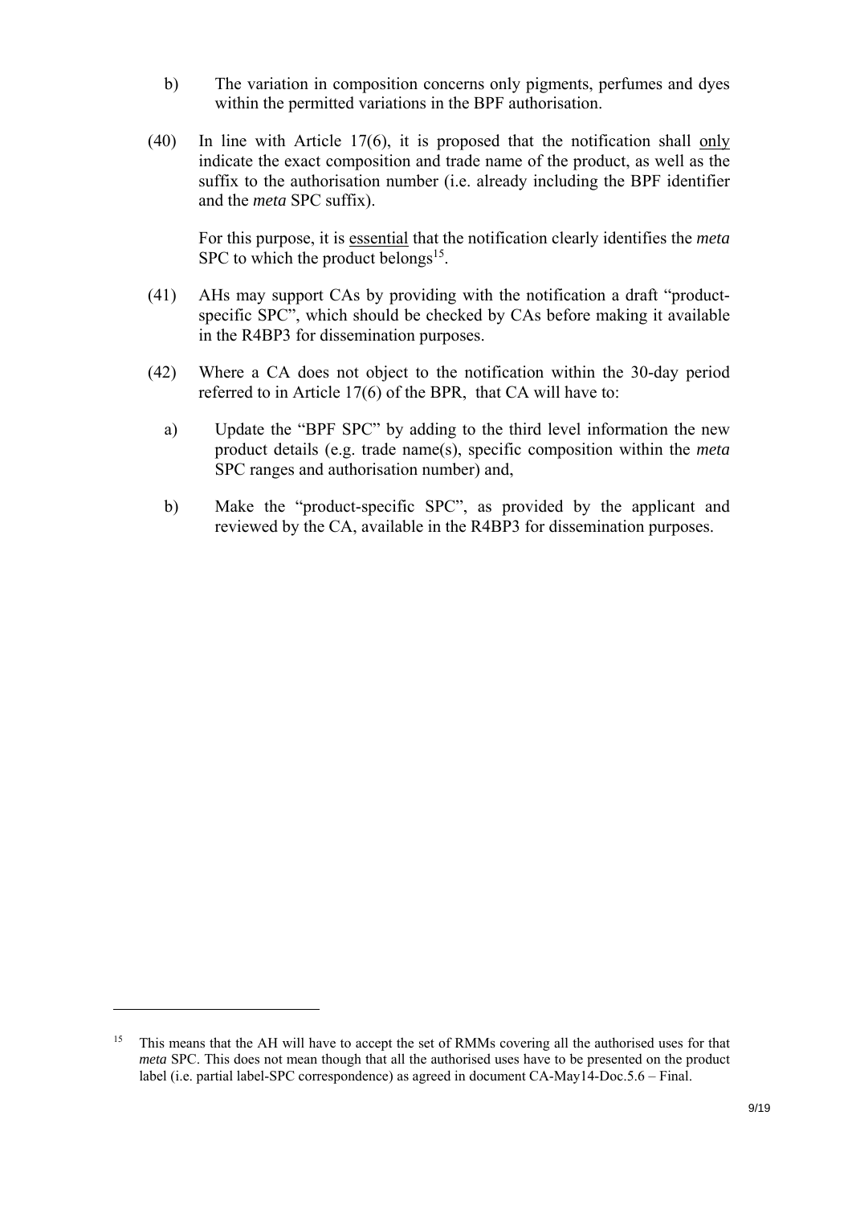b) The variation in composition concerns only pigments, perfumes and dyes within the permitted variations in the BPF authorisation.

(40) In line with Article 17(6), it is proposed that the notification shall only indicate the exact composition and trade name of the product, as well as the suffix to the authorisation number (i.e. already including the BPF identifier and the *meta* SPC suffix).

For this purpose, it is essential that the notification clearly identifies the *meta* SPC to which the product belongs[15].

(41) AHs may support CAs by providing with the notification a draft "product-specific SPC", which should be checked by CAs before making it available in the R4BP3 for dissemination purposes.

(42) Where a CA does not object to the notification within the 30-day period referred to in Article 17(6) of the BPR, that CA will have to:

a) Update the "BPF SPC" by adding to the third level information the new product details (e.g. trade name(s), specific composition within the *meta* SPC ranges and authorisation number) and,

b) Make the "product-specific SPC", as provided by the applicant and reviewed by the CA, available in the R4BP3 for dissemination purposes.

---

[15] This means that the AH will have to accept the set of RMMs covering all the authorised uses for that *meta* SPC. This does not mean though that all the authorised uses have to be presented on the product label (i.e. partial label-SPC correspondence) as agreed in document CA-May14-Doc.5.6 – Final.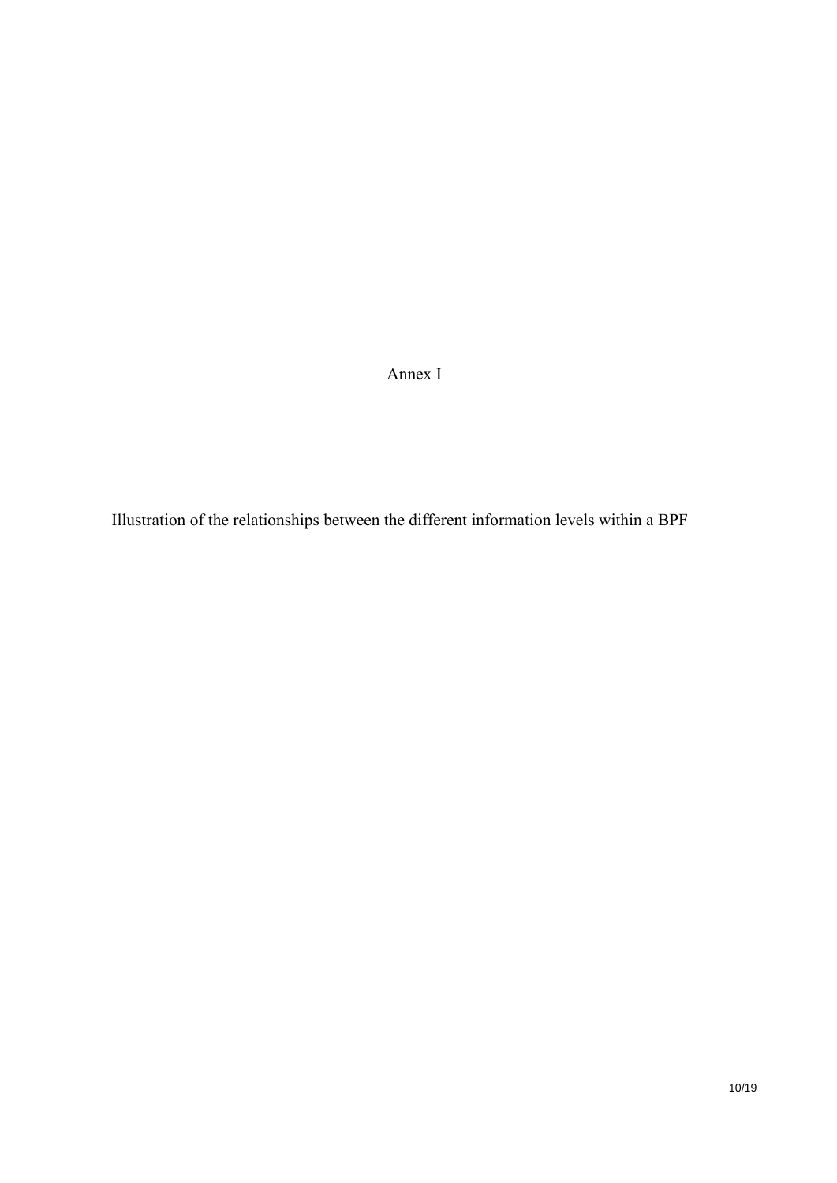# Annex I

Illustration of the relationships between the different information levels within a BPF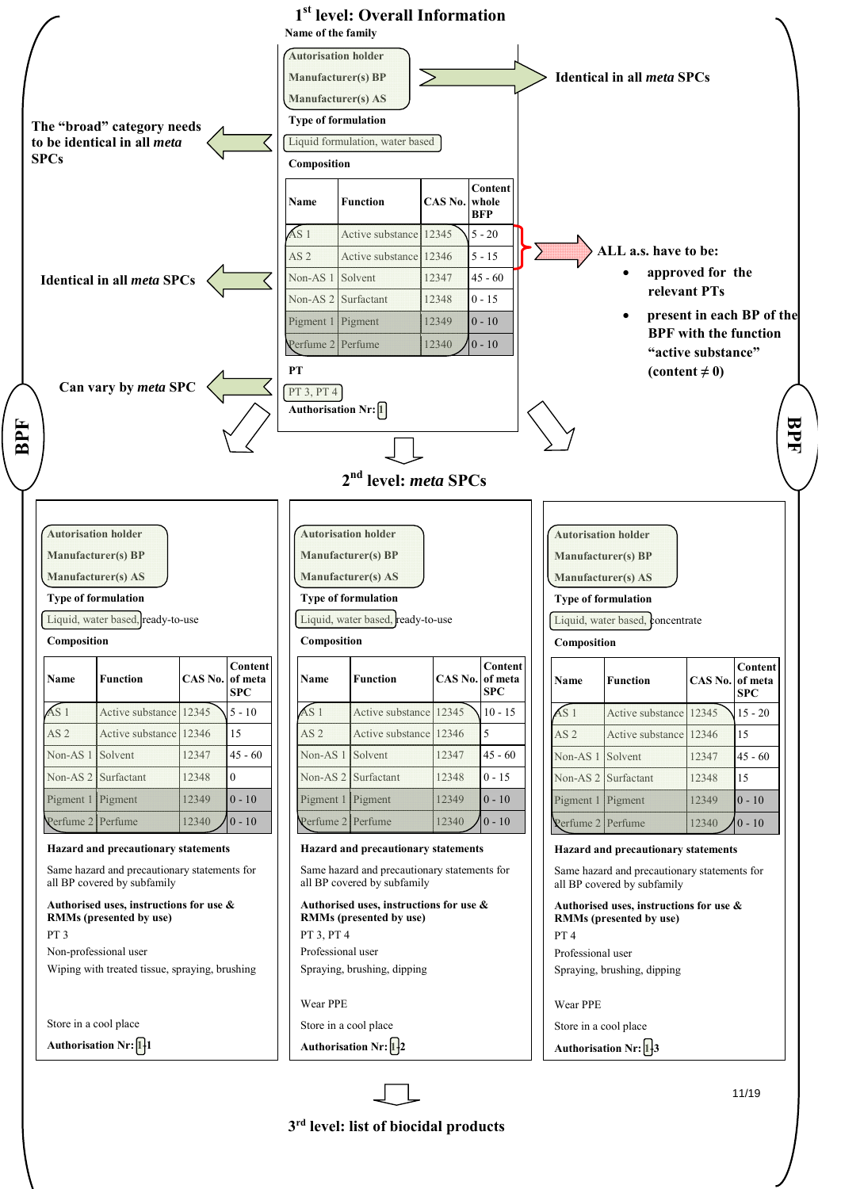## 1st level: Overall Information

**Name of the family**

Autorisation holder
Manufacturer(s) BP
Manufacturer(s) AS

→ **Identical in all *meta* SPCs**

**Type of formulation**

Liquid formulation, water based

← **The "broad" category needs to be identical in all *meta* SPCs**

**Composition**

| Name | Function | CAS No. | Content whole BFP |
|---|---|---|---|
| AS 1 | Active substance | 12345 | 5 - 20 |
| AS 2 | Active substance | 12346 | 5 - 15 |
| Non-AS 1 | Solvent | 12347 | 45 - 60 |
| Non-AS 2 | Surfactant | 12348 | 0 - 15 |
| Pigment 1 | Pigment | 12349 | 0 - 10 |
| Perfume 2 | Perfume | 12340 | 0 - 10 |

← **Identical in all *meta* SPCs**

→ **ALL a.s. have to be:**

- **approved for the relevant PTs**
- **present in each BP of the BPF with the function "active substance" (content ≠ 0)**

**PT**

PT 3, PT 4

← **Can vary by *meta* SPC**

**Authorisation Nr:** 1

**BPF**

## 2nd level: *meta* SPCs

### *meta* SPC 1

Autorisation holder
Manufacturer(s) BP
Manufacturer(s) AS

**Type of formulation**

Liquid, water based, ready-to-use

**Composition**

| Name | Function | CAS No. | Content of meta SPC |
|---|---|---|---|
| AS 1 | Active substance | 12345 | 5 - 10 |
| AS 2 | Active substance | 12346 | 15 |
| Non-AS 1 | Solvent | 12347 | 45 - 60 |
| Non-AS 2 | Surfactant | 12348 | 0 |
| Pigment 1 | Pigment | 12349 | 0 - 10 |
| Perfume 2 | Perfume | 12340 | 0 - 10 |

**Hazard and precautionary statements**

Same hazard and precautionary statements for all BP covered by subfamily

**Authorised uses, instructions for use & RMMs (presented by use)**

PT 3

Non-professional user

Wiping with treated tissue, spraying, brushing

Store in a cool place

**Authorisation Nr:** 1-1

### *meta* SPC 2

Autorisation holder
Manufacturer(s) BP
Manufacturer(s) AS

**Type of formulation**

Liquid, water based, ready-to-use

**Composition**

| Name | Function | CAS No. | Content of meta SPC |
|---|---|---|---|
| AS 1 | Active substance | 12345 | 10 - 15 |
| AS 2 | Active substance | 12346 | 5 |
| Non-AS 1 | Solvent | 12347 | 45 - 60 |
| Non-AS 2 | Surfactant | 12348 | 0 - 15 |
| Pigment 1 | Pigment | 12349 | 0 - 10 |
| Perfume 2 | Perfume | 12340 | 0 - 10 |

**Hazard and precautionary statements**

Same hazard and precautionary statements for all BP covered by subfamily

**Authorised uses, instructions for use & RMMs (presented by use)**

PT 3, PT 4

Professional user

Spraying, brushing, dipping

Wear PPE

Store in a cool place

**Authorisation Nr:** 1-2

### *meta* SPC 3

Autorisation holder
Manufacturer(s) BP
Manufacturer(s) AS

**Type of formulation**

Liquid, water based, concentrate

**Composition**

| Name | Function | CAS No. | Content of meta SPC |
|---|---|---|---|
| AS 1 | Active substance | 12345 | 15 - 20 |
| AS 2 | Active substance | 12346 | 15 |
| Non-AS 1 | Solvent | 12347 | 45 - 60 |
| Non-AS 2 | Surfactant | 12348 | 15 |
| Pigment 1 | Pigment | 12349 | 0 - 10 |
| Perfume 2 | Perfume | 12340 | 0 - 10 |

**Hazard and precautionary statements**

Same hazard and precautionary statements for all BP covered by subfamily

**Authorised uses, instructions for use & RMMs (presented by use)**

PT 4

Professional user

Spraying, brushing, dipping

Wear PPE

Store in a cool place

**Authorisation Nr:** 1-3

## 3rd level: list of biocidal products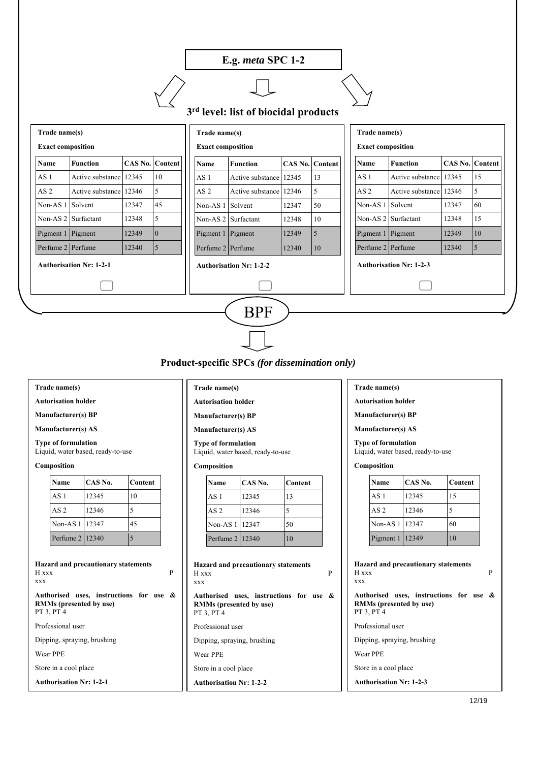**E.g. *meta* SPC 1-2**

### 3rd level: list of biocidal products

**Trade name(s)**

**Exact composition**

| Name | Function | CAS No. | Content |
|---|---|---|---|
| AS 1 | Active substance | 12345 | 10 |
| AS 2 | Active substance | 12346 | 5 |
| Non-AS 1 | Solvent | 12347 | 45 |
| Non-AS 2 | Surfactant | 12348 | 5 |
| Pigment 1 | Pigment | 12349 | 0 |
| Perfume 2 | Perfume | 12340 | 5 |

**Authorisation Nr: 1-2-1**

**Trade name(s)**

**Exact composition**

| Name | Function | CAS No. | Content |
|---|---|---|---|
| AS 1 | Active substance | 12345 | 13 |
| AS 2 | Active substance | 12346 | 5 |
| Non-AS 1 | Solvent | 12347 | 50 |
| Non-AS 2 | Surfactant | 12348 | 10 |
| Pigment 1 | Pigment | 12349 | 5 |
| Perfume 2 | Perfume | 12340 | 10 |

**Authorisation Nr: 1-2-2**

**Trade name(s)**

**Exact composition**

| Name | Function | CAS No. | Content |
|---|---|---|---|
| AS 1 | Active substance | 12345 | 15 |
| AS 2 | Active substance | 12346 | 5 |
| Non-AS 1 | Solvent | 12347 | 60 |
| Non-AS 2 | Surfactant | 12348 | 15 |
| Pigment 1 | Pigment | 12349 | 10 |
| Perfume 2 | Perfume | 12340 | 5 |

**Authorisation Nr: 1-2-3**

BPF

### Product-specific SPCs *(for dissemination only)*

**Trade name(s)**

**Autorisation holder**

**Manufacturer(s) BP**

**Manufacturer(s) AS**

**Type of formulation**
Liquid, water based, ready-to-use

**Composition**

| Name | CAS No. | Content |
|---|---|---|
| AS 1 | 12345 | 10 |
| AS 2 | 12346 | 5 |
| Non-AS 1 | 12347 | 45 |
| Perfume 2 | 12340 | 5 |

**Hazard and precautionary statements**
H xxx P xxx

**Authorised uses, instructions for use & RMMs (presented by use)**
PT 3, PT 4

Professional user

Dipping, spraying, brushing

Wear PPE

Store in a cool place

**Authorisation Nr: 1-2-1**

**Trade name(s)**

**Autorisation holder**

**Manufacturer(s) BP**

**Manufacturer(s) AS**

**Type of formulation**
Liquid, water based, ready-to-use

**Composition**

| Name | CAS No. | Content |
|---|---|---|
| AS 1 | 12345 | 13 |
| AS 2 | 12346 | 5 |
| Non-AS 1 | 12347 | 50 |
| Perfume 2 | 12340 | 10 |

**Hazard and precautionary statements**
H xxx P xxx

**Authorised uses, instructions for use & RMMs (presented by use)**
PT 3, PT 4

Professional user

Dipping, spraying, brushing

Wear PPE

Store in a cool place

**Authorisation Nr: 1-2-2**

**Trade name(s)**

**Autorisation holder**

**Manufacturer(s) BP**

**Manufacturer(s) AS**

**Type of formulation**
Liquid, water based, ready-to-use

**Composition**

| Name | CAS No. | Content |
|---|---|---|
| AS 1 | 12345 | 15 |
| AS 2 | 12346 | 5 |
| Non-AS 1 | 12347 | 60 |
| Pigment 1 | 12349 | 10 |

**Hazard and precautionary statements**
H xxx P xxx

**Authorised uses, instructions for use & RMMs (presented by use)**
PT 3, PT 4

Professional user

Dipping, spraying, brushing

Wear PPE

Store in a cool place

**Authorisation Nr: 1-2-3**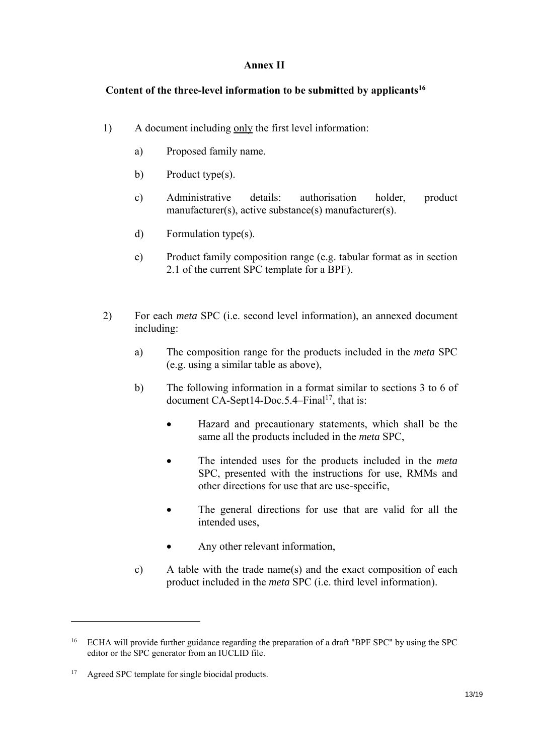# Annex II

## Content of the three-level information to be submitted by applicants[16]

1) A document including <u>only</u> the first level information:

   a) Proposed family name.

   b) Product type(s).

   c) Administrative details: authorisation holder, product manufacturer(s), active substance(s) manufacturer(s).

   d) Formulation type(s).

   e) Product family composition range (e.g. tabular format as in section 2.1 of the current SPC template for a BPF).

2) For each *meta* SPC (i.e. second level information), an annexed document including:

   a) The composition range for the products included in the *meta* SPC (e.g. using a similar table as above),

   b) The following information in a format similar to sections 3 to 6 of document CA-Sept14-Doc.5.4–Final[17], that is:

      - Hazard and precautionary statements, which shall be the same all the products included in the *meta* SPC,
      - The intended uses for the products included in the *meta* SPC, presented with the instructions for use, RMMs and other directions for use that are use-specific,
      - The general directions for use that are valid for all the intended uses,
      - Any other relevant information,

   c) A table with the trade name(s) and the exact composition of each product included in the *meta* SPC (i.e. third level information).

---

[16] ECHA will provide further guidance regarding the preparation of a draft "BPF SPC" by using the SPC editor or the SPC generator from an IUCLID file.

[17] Agreed SPC template for single biocidal products.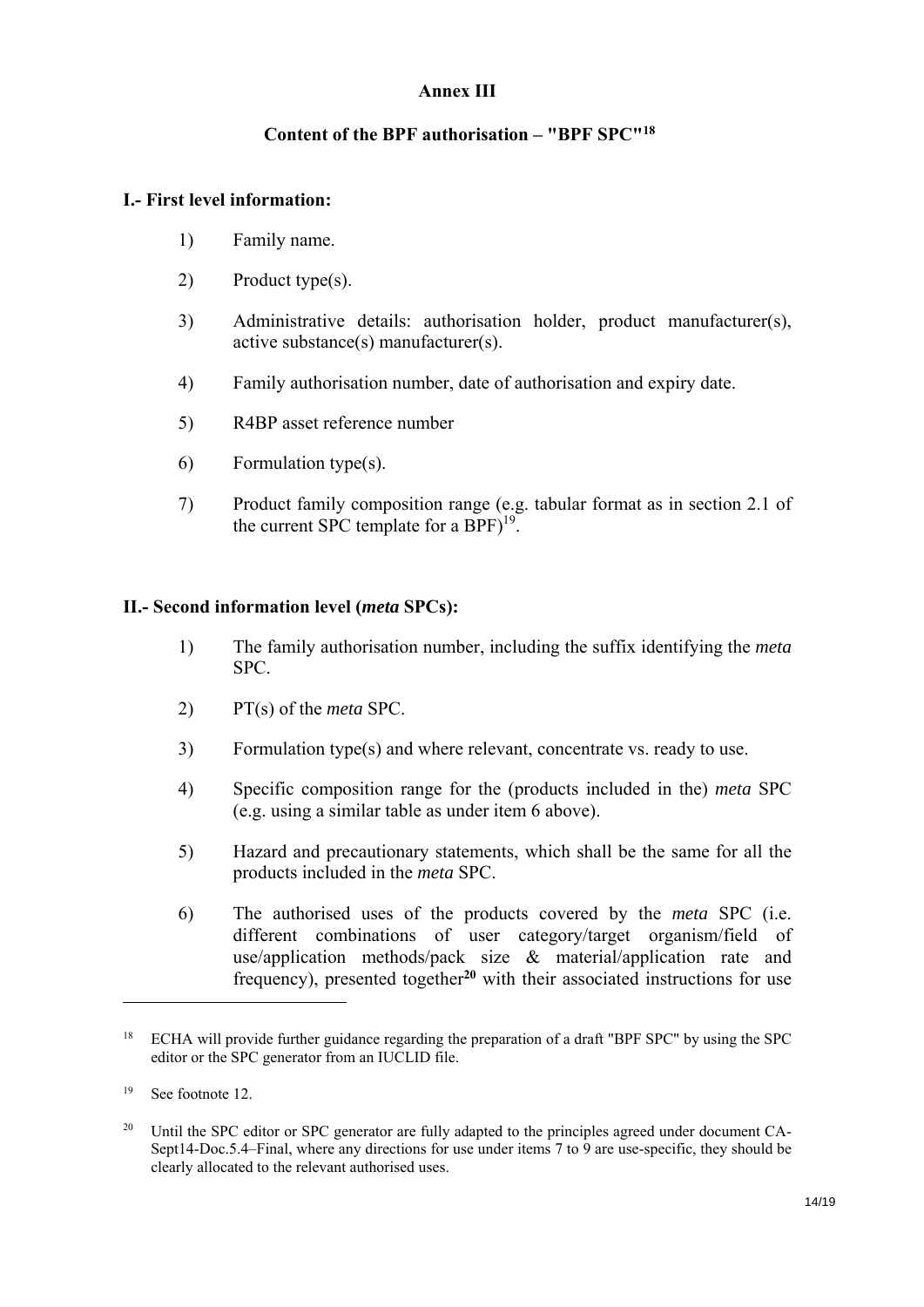**Annex III**

**Content of the BPF authorisation – "BPF SPC"[18]**

**I.- First level information:**

1) Family name.

2) Product type(s).

3) Administrative details: authorisation holder, product manufacturer(s), active substance(s) manufacturer(s).

4) Family authorisation number, date of authorisation and expiry date.

5) R4BP asset reference number

6) Formulation type(s).

7) Product family composition range (e.g. tabular format as in section 2.1 of the current SPC template for a BPF)[19].

**II.- Second information level (*meta* SPCs):**

1) The family authorisation number, including the suffix identifying the *meta* SPC.

2) PT(s) of the *meta* SPC.

3) Formulation type(s) and where relevant, concentrate vs. ready to use.

4) Specific composition range for the (products included in the) *meta* SPC (e.g. using a similar table as under item 6 above).

5) Hazard and precautionary statements, which shall be the same for all the products included in the *meta* SPC.

6) The authorised uses of the products covered by the *meta* SPC (i.e. different combinations of user category/target organism/field of use/application methods/pack size & material/application rate and frequency), presented together[20] with their associated instructions for use

---

[18] ECHA will provide further guidance regarding the preparation of a draft "BPF SPC" by using the SPC editor or the SPC generator from an IUCLID file.

[19] See footnote 12.

[20] Until the SPC editor or SPC generator are fully adapted to the principles agreed under document CA-Sept14-Doc.5.4–Final, where any directions for use under items 7 to 9 are use-specific, they should be clearly allocated to the relevant authorised uses.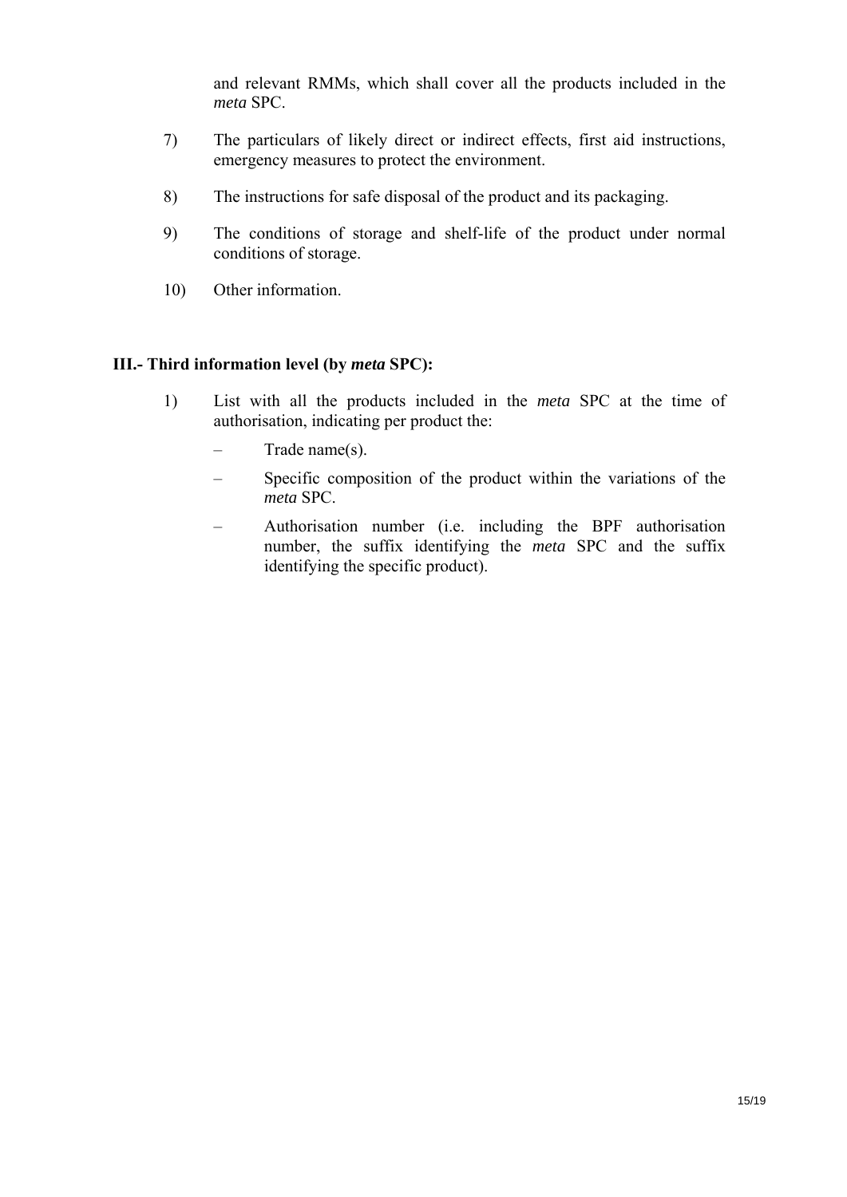and relevant RMMs, which shall cover all the products included in the *meta* SPC.

7) The particulars of likely direct or indirect effects, first aid instructions, emergency measures to protect the environment.

8) The instructions for safe disposal of the product and its packaging.

9) The conditions of storage and shelf-life of the product under normal conditions of storage.

10) Other information.

**III.- Third information level (by *meta* SPC):**

1) List with all the products included in the *meta* SPC at the time of authorisation, indicating per product the:

   – Trade name(s).

   – Specific composition of the product within the variations of the *meta* SPC.

   – Authorisation number (i.e. including the BPF authorisation number, the suffix identifying the *meta* SPC and the suffix identifying the specific product).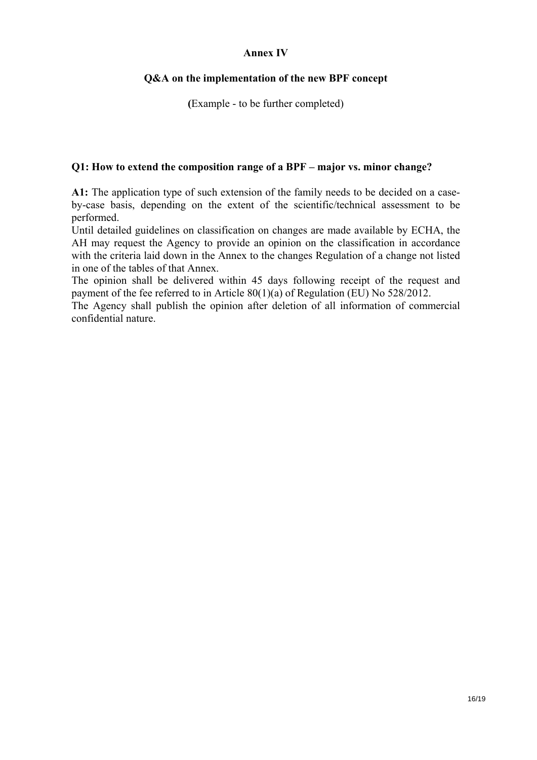# Annex IV

## Q&A on the implementation of the new BPF concept

(Example - to be further completed)

### Q1: How to extend the composition range of a BPF – major vs. minor change?

**A1:** The application type of such extension of the family needs to be decided on a case-by-case basis, depending on the extent of the scientific/technical assessment to be performed.

Until detailed guidelines on classification on changes are made available by ECHA, the AH may request the Agency to provide an opinion on the classification in accordance with the criteria laid down in the Annex to the changes Regulation of a change not listed in one of the tables of that Annex.

The opinion shall be delivered within 45 days following receipt of the request and payment of the fee referred to in Article 80(1)(a) of Regulation (EU) No 528/2012.

The Agency shall publish the opinion after deletion of all information of commercial confidential nature.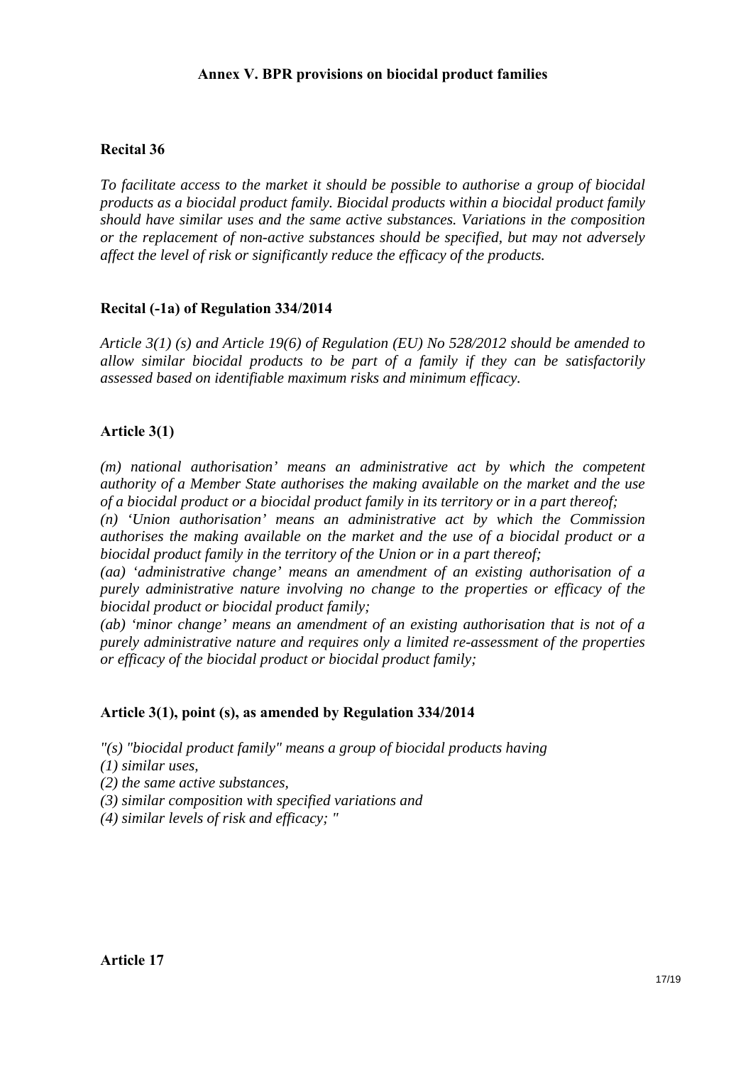## Annex V. BPR provisions on biocidal product families

### Recital 36

*To facilitate access to the market it should be possible to authorise a group of biocidal products as a biocidal product family. Biocidal products within a biocidal product family should have similar uses and the same active substances. Variations in the composition or the replacement of non-active substances should be specified, but may not adversely affect the level of risk or significantly reduce the efficacy of the products.*

### Recital (-1a) of Regulation 334/2014

*Article 3(1) (s) and Article 19(6) of Regulation (EU) No 528/2012 should be amended to allow similar biocidal products to be part of a family if they can be satisfactorily assessed based on identifiable maximum risks and minimum efficacy.*

### Article 3(1)

*(m) national authorisation' means an administrative act by which the competent authority of a Member State authorises the making available on the market and the use of a biocidal product or a biocidal product family in its territory or in a part thereof;*
*(n) 'Union authorisation' means an administrative act by which the Commission authorises the making available on the market and the use of a biocidal product or a biocidal product family in the territory of the Union or in a part thereof;*
*(aa) 'administrative change' means an amendment of an existing authorisation of a purely administrative nature involving no change to the properties or efficacy of the biocidal product or biocidal product family;*
*(ab) 'minor change' means an amendment of an existing authorisation that is not of a purely administrative nature and requires only a limited re-assessment of the properties or efficacy of the biocidal product or biocidal product family;*

### Article 3(1), point (s), as amended by Regulation 334/2014

*"(s) "biocidal product family" means a group of biocidal products having*
*(1) similar uses,*
*(2) the same active substances,*
*(3) similar composition with specified variations and*
*(4) similar levels of risk and efficacy; "*

### Article 17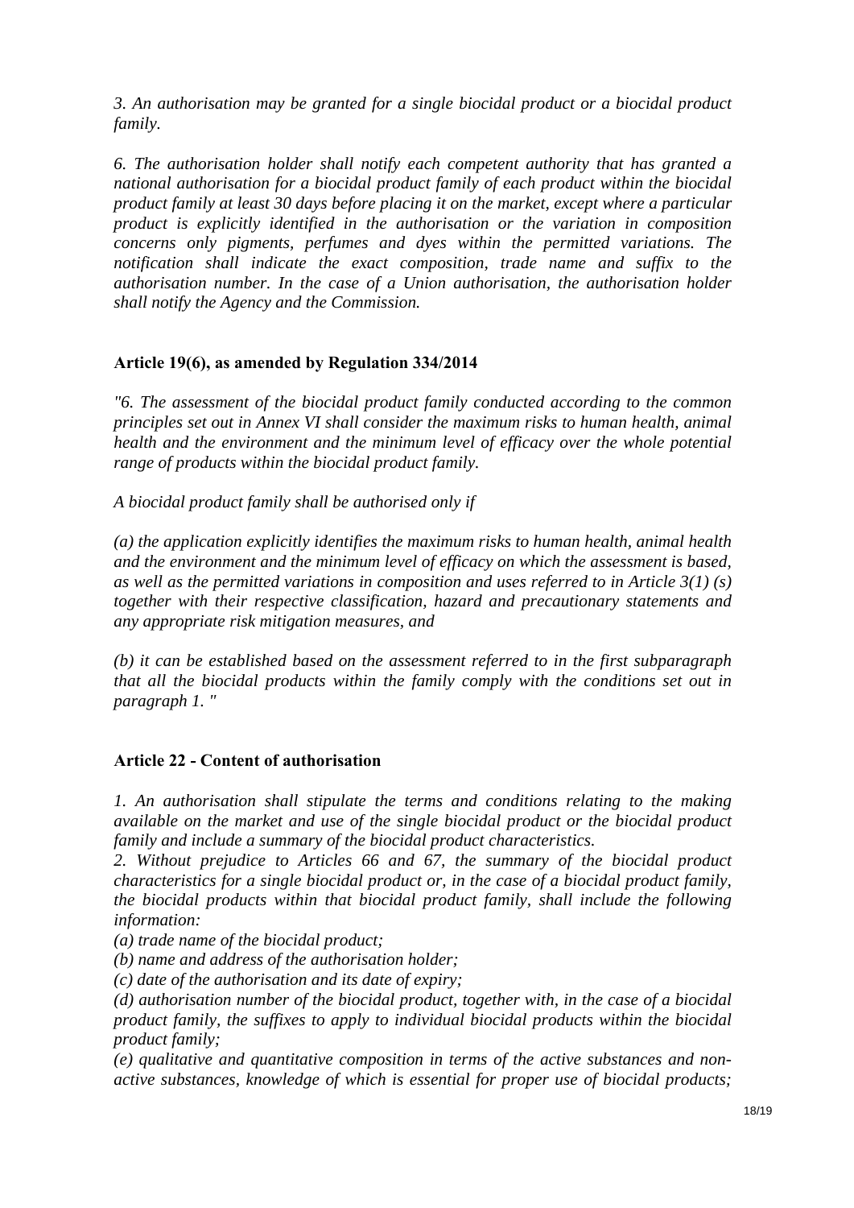*3. An authorisation may be granted for a single biocidal product or a biocidal product family.*

*6. The authorisation holder shall notify each competent authority that has granted a national authorisation for a biocidal product family of each product within the biocidal product family at least 30 days before placing it on the market, except where a particular product is explicitly identified in the authorisation or the variation in composition concerns only pigments, perfumes and dyes within the permitted variations. The notification shall indicate the exact composition, trade name and suffix to the authorisation number. In the case of a Union authorisation, the authorisation holder shall notify the Agency and the Commission.*

### Article 19(6), as amended by Regulation 334/2014

*"6. The assessment of the biocidal product family conducted according to the common principles set out in Annex VI shall consider the maximum risks to human health, animal health and the environment and the minimum level of efficacy over the whole potential range of products within the biocidal product family.*

*A biocidal product family shall be authorised only if*

*(a) the application explicitly identifies the maximum risks to human health, animal health and the environment and the minimum level of efficacy on which the assessment is based, as well as the permitted variations in composition and uses referred to in Article 3(1) (s) together with their respective classification, hazard and precautionary statements and any appropriate risk mitigation measures, and*

*(b) it can be established based on the assessment referred to in the first subparagraph that all the biocidal products within the family comply with the conditions set out in paragraph 1. "*

### Article 22 - Content of authorisation

*1. An authorisation shall stipulate the terms and conditions relating to the making available on the market and use of the single biocidal product or the biocidal product family and include a summary of the biocidal product characteristics.*
*2. Without prejudice to Articles 66 and 67, the summary of the biocidal product characteristics for a single biocidal product or, in the case of a biocidal product family, the biocidal products within that biocidal product family, shall include the following information:*
*(a) trade name of the biocidal product;*
*(b) name and address of the authorisation holder;*
*(c) date of the authorisation and its date of expiry;*
*(d) authorisation number of the biocidal product, together with, in the case of a biocidal product family, the suffixes to apply to individual biocidal products within the biocidal product family;*
*(e) qualitative and quantitative composition in terms of the active substances and non-active substances, knowledge of which is essential for proper use of biocidal products;*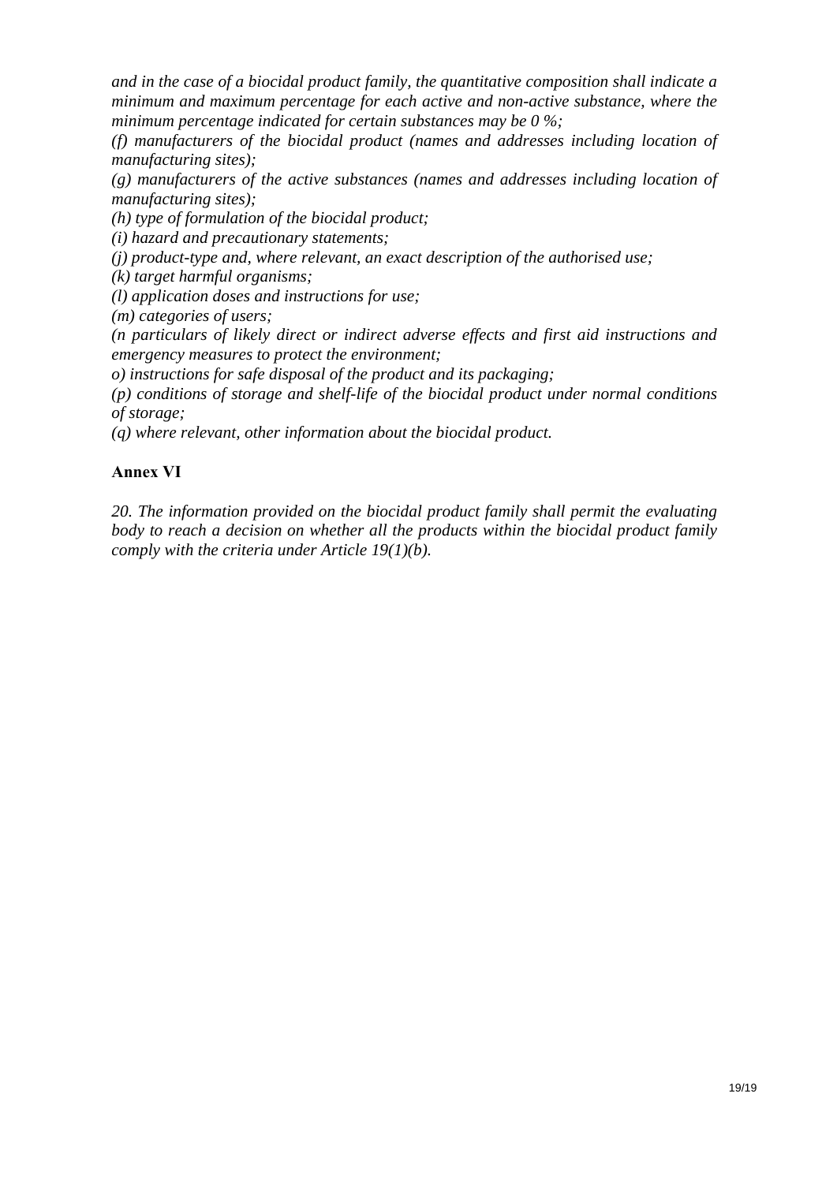*and in the case of a biocidal product family, the quantitative composition shall indicate a minimum and maximum percentage for each active and non-active substance, where the minimum percentage indicated for certain substances may be 0 %;*

*(f) manufacturers of the biocidal product (names and addresses including location of manufacturing sites);*

*(g) manufacturers of the active substances (names and addresses including location of manufacturing sites);*

*(h) type of formulation of the biocidal product;*

*(i) hazard and precautionary statements;*

*(j) product-type and, where relevant, an exact description of the authorised use;*

*(k) target harmful organisms;*

*(l) application doses and instructions for use;*

*(m) categories of users;*

*(n particulars of likely direct or indirect adverse effects and first aid instructions and emergency measures to protect the environment;*

*o) instructions for safe disposal of the product and its packaging;*

*(p) conditions of storage and shelf-life of the biocidal product under normal conditions of storage;*

*(q) where relevant, other information about the biocidal product.*

**Annex VI**

*20. The information provided on the biocidal product family shall permit the evaluating body to reach a decision on whether all the products within the biocidal product family comply with the criteria under Article 19(1)(b).*